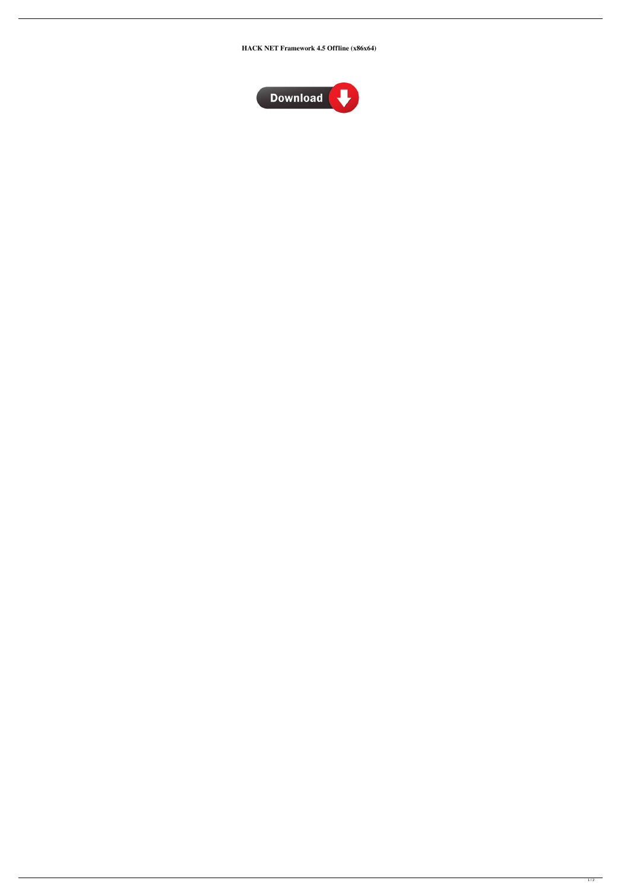**HACK NET Framework 4.5 Offline (x86x64)**

Download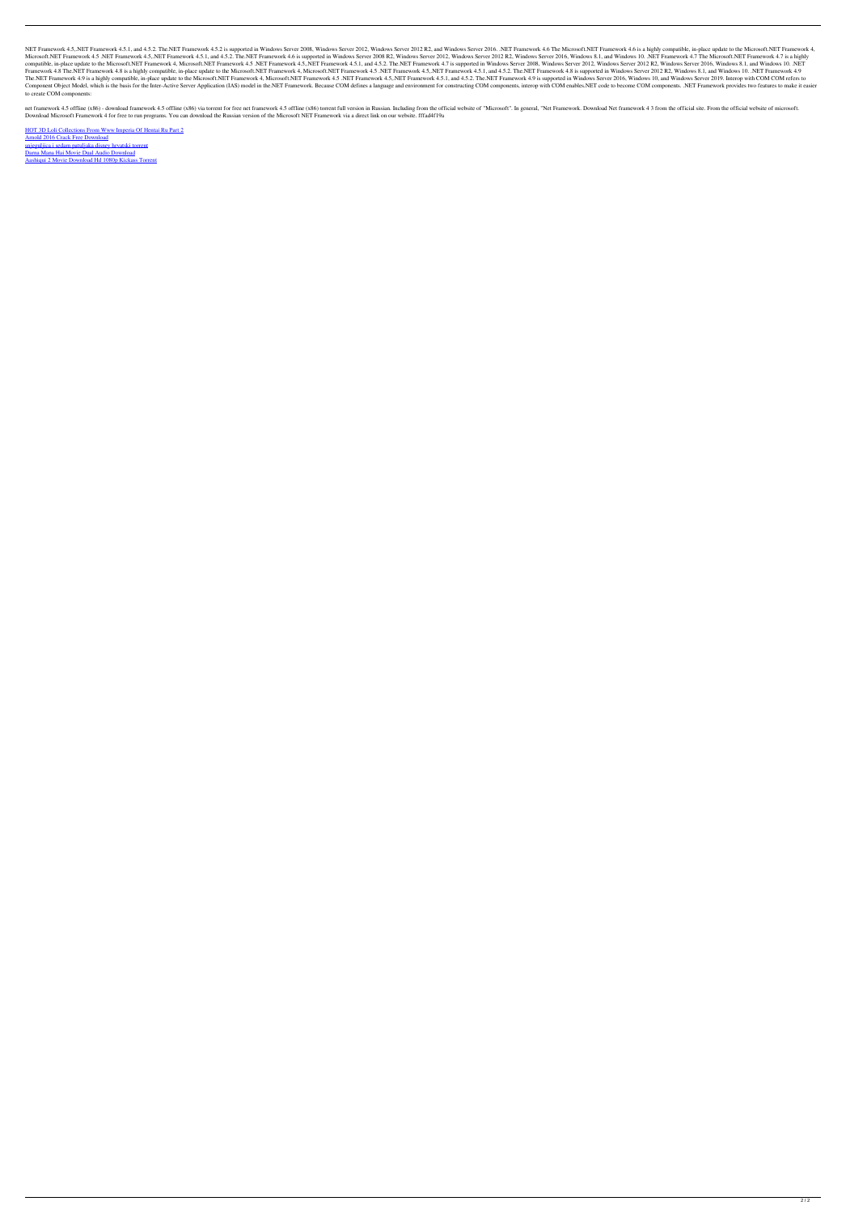NET Framework 4.5,.NET Framework 4.5.1, and 4.5.2. The.NET Framework 4.5.2 is supported in Windows Server 2008, Windows Server 2012, Windows Server 2012 R2, and Windows Server 2016. .NET Framework 4.6 The Microsoft.NET Framework 4.6 is a highly compatible, in-place update to the Microsoft.NET Framework 4, Microsoft.NET Framework 4.5 .NET Framework 4.5,.NET Framework 4.5.1, and 4.5.2. The.NET Framework 4.6 is supported in Windows Server 2008 R2, Windows Server 2012, Windows Server 2012 R2, Windows Server 2016, Windows 8.1, and Windows 10. .NET Framework 4.7 The Microsoft.NET Framework 4.7 is a highly compatible, in-place update to the Microsoft.NET Framework 4, Microsoft.NET Framework 4.5 .NET Framework 4.5,.NET Framework 4.5.1, and 4.5.2. The.NET Framework 4.7 is supported in Windows Server 2008, Windows Server 2012, Windows Server 2012 R2, Windows Server 2016, Windows 8.1, and Windows 10. .NET Framework 4.8 The.NET Framework 4.8 is a highly compatible, in-place update to the Microsoft.NET Framework 4, Microsoft.NET Framework 4.5 .NET Framework 4.5,.NET Framework 4.5.1, and 4.5.2. The.NET Framework 4.8 is supported in Windows Server 2012 R2, Windows 8.1, and Windows 10. .NET Framework 4.9 The.NET Framework 4.9 is a highly compatible, in-place update to the Microsoft.NET Framework 4, Microsoft.NET Framework 4.5 .NET Framework 4.5,.NET Framework 4.5.1, and 4.5.2. The.NET Framework 4.9 is supported in Windows Server 2016, Windows 10, and Windows Server 2019. Interop with COM COM refers to Component Object Model, which is the basis for the Inter-Active Server Application (IAS) model in the.NET Framework. Because COM defines a language and environment for constructing COM components, interop with COM enables.NET code to become COM components. .NET Framework provides two features to make it easier to create COM components:

net framework 4.5 offline (x86) - download framework 4.5 offline (x86) via torrent for free net framework 4.5 offline (x86) torrent full version in Russian. Including from the official website of "Microsoft". In general, "Net Framework. Download Net framework 4 3 from the official site. From the official website of microsoft. Download Microsoft Framework 4 for free to run programs. You can download the Russian version of the Microsoft NET Framework via a direct link on our website. fffad4f19a

Arnold 2016 Crack Free Download
snjeguljica i sedam patuljaka disney hrvatski torrent
Dama Mana Hai Movie Dual Audio Download
Aashiqui 2 Movie Download Hd 1080p Kickass Torrent